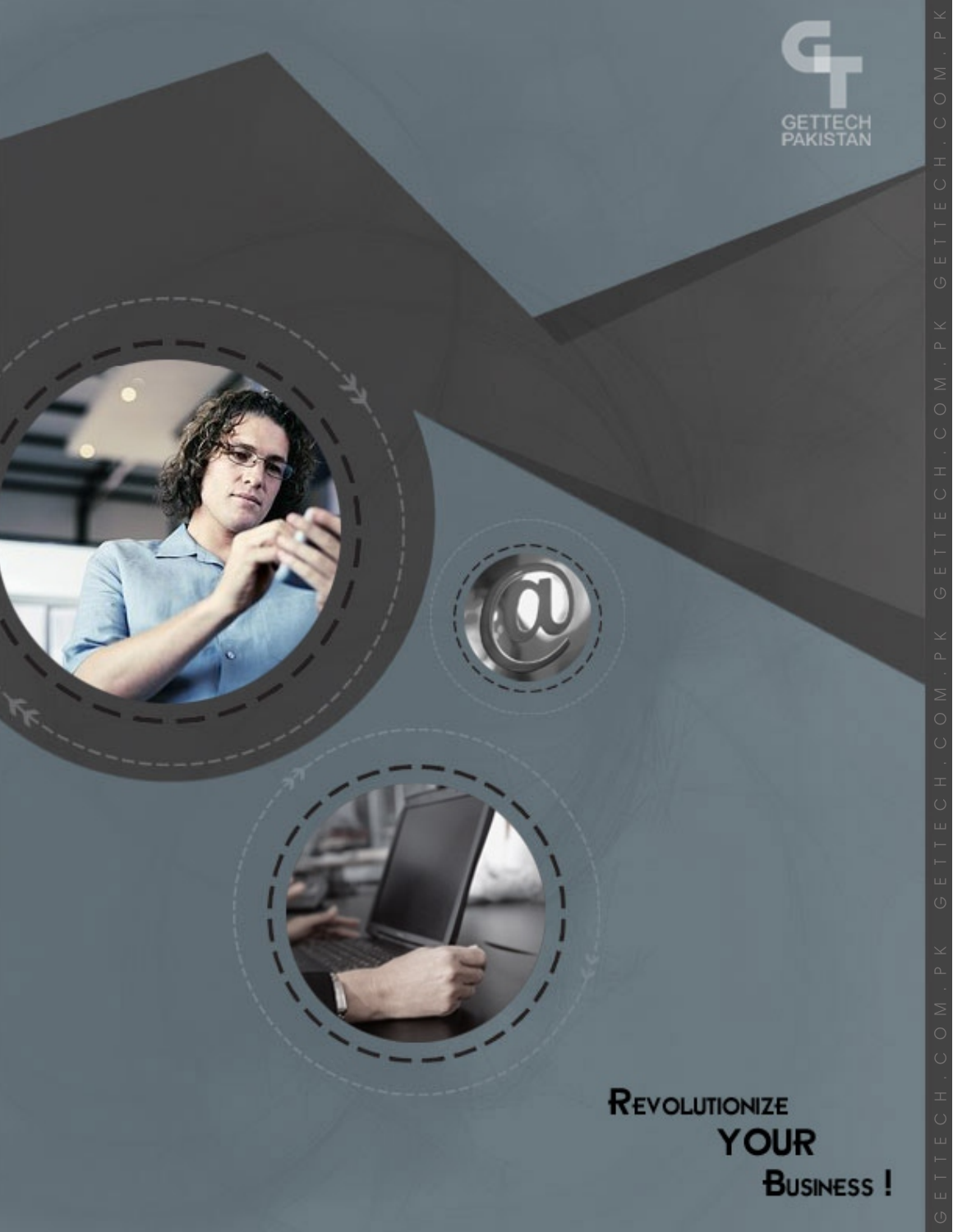GETTECH PAKISTAN

Revolutionize YOUR Business !

GETTECH.COM.PK GETTECH.COM.PK GETTECH.COM.PK GETTECH.COM.PK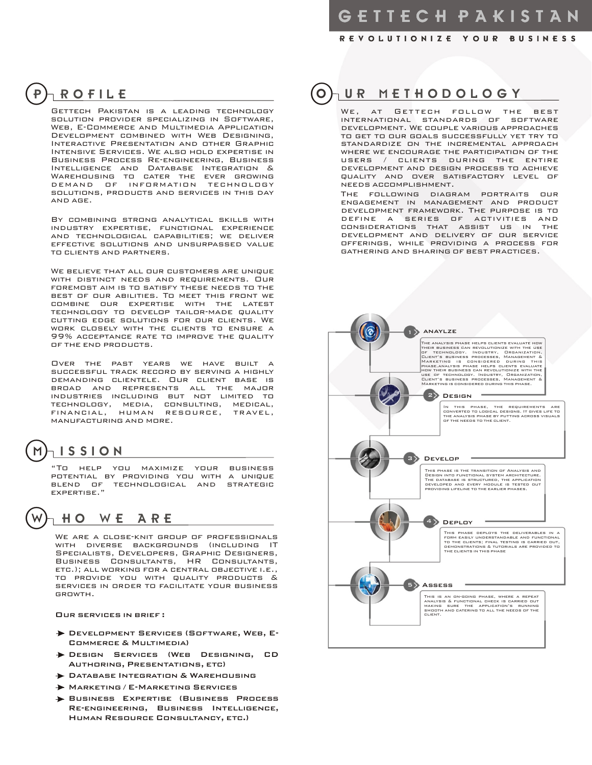# GETTECH PAKISTAN

REVOLUTIONIZE YOUR BUSINESS

## PROFILE

Gettech Pakistan is a leading technology solution provider specializing in Software, Web, E-Commerce and Multimedia Application Development combined with Web Designing, Interactive Presentation and other Graphic Intensive Services. We also hold expertise in Business Process Re-engineering, Business Intelligence and Database Integration & Warehousing to cater the ever growing demand of information technology solutions, products and services in this day and age.

By combining strong analytical skills with industry expertise, functional experience and technological capabilities; we deliver effective solutions and unsurpassed value to clients and partners.

We believe that all our customers are unique with distinct needs and requirements. Our foremost aim is to satisfy these needs to the best of our abilities. To meet this front we combine our expertise with the latest technology to develop tailor-made quality cutting edge solutions for our clients. We work closely with the clients to ensure a 99% acceptance rate to improve the quality of the end products.

Over the past years we have built a successful track record by serving a highly demanding clientele. Our client base is broad and represents all the major industries including but not limited to technology, media, consulting, medical, financial, human resource, travel, manufacturing and more.

## MISSION

"To help you maximize your business potential by providing you with a unique blend of technological and strategic expertise."

## WHO WE ARE

We are a close-knit group of professionals with diverse backgrounds (including IT Specialists, Developers, Graphic Designers, Business Consultants, HR Consultants, etc.); all working for a central objective i.e., to provide you with quality products & services in order to facilitate your business growth.

**Our services in brief :**

- Development Services (Software, Web, E-Commerce & Multimedia)
- Design Services (Web Designing, CD Authoring, Presentations, etc)
- Database Integration & Warehousing
- Marketing / E-Marketing Services
- Business Expertise (Business Process Re-engineering, Business Intelligence, Human Resource Consultancy, etc.)

## OUR METHODOLOGY

We, at Gettech follow the best international standards of software development. We couple various approaches to get to our goals successfully yet try to standardize on the incremental approach where we encourage the participation of the users / clients during the entire development and design process to achieve quality and over satisfactory level of needs accomplishment.

The following diagram portraits our engagement in management and product development framework. The purpose is to define a series of activities and considerations that assist us in the development and delivery of our service offerings, while providing a process for gathering and sharing of best practices.

**1 ANAYLZE**

The analysis phase helps clients evaluate how their business can revolutionize with the use of technology. Industry, Organization, Client's business processes, Management & Marketing is considered during this phase.analysis phase helps clients evaluate how their business can revolutionize with the use of technology. Industry, Organization, Client's business processes, Management & Marketing is considered during this phase.

**2 Design**

In this phase, the requirements are converted to logical designs. It gives life to the analysis phase by putting across visuals of the needs to the client.

**3 Develop**

This phase is the transition of Analysis and Design into functional system architecture. The database is structured, the application developed and every module is tested out providing lifeline to the earlier phases.

**4 Deploy**

This phase deploys the deliverables in a form easily understandable and functional to the clients; final testing is carried out, demonstrations & tutorials are provided to the clients in this phase

**5 Assess**

This is an on-going phase, where a repeat analysis & functional check is carried out making sure the application's running smooth and catering to all the needs of the client.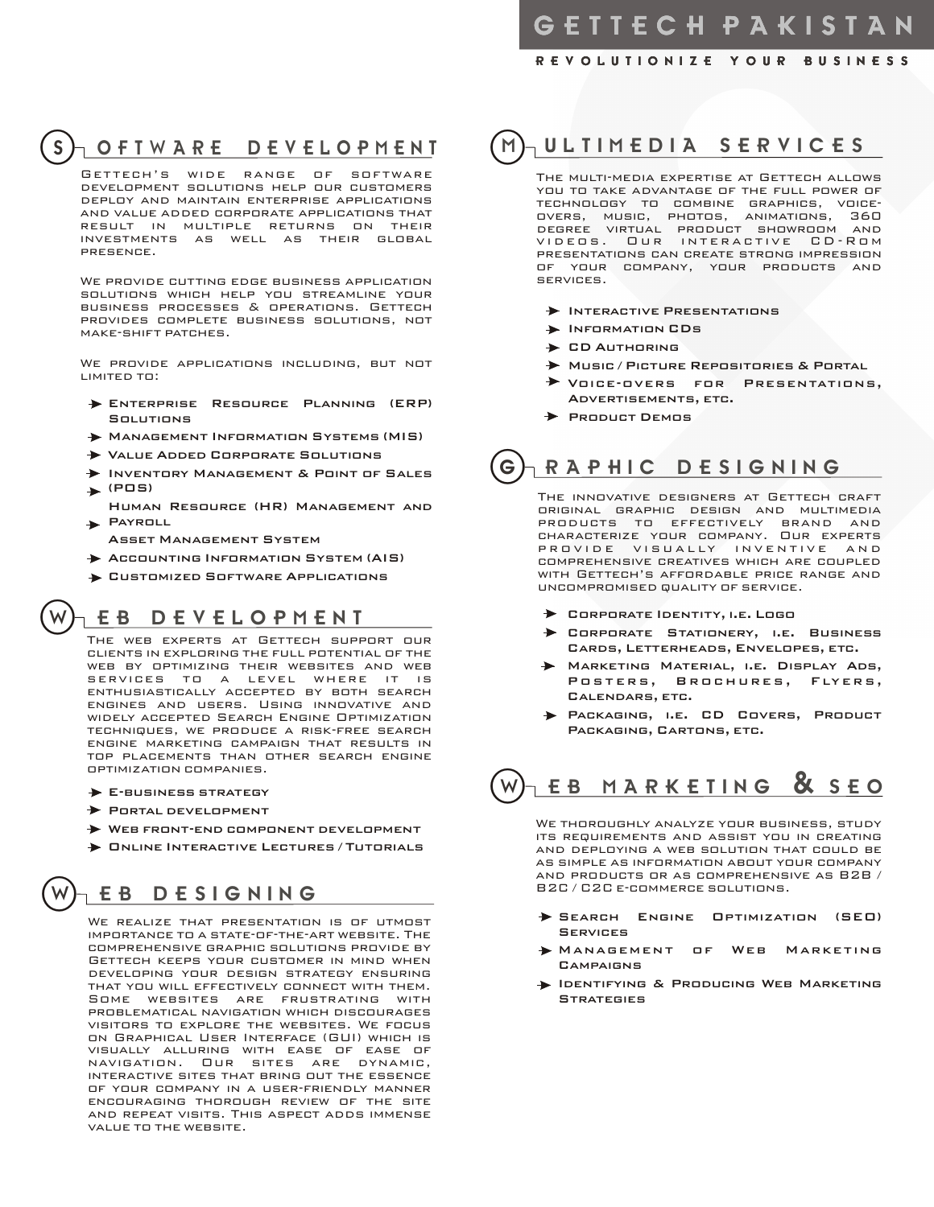# GETTECH PAKISTAN

REVOLUTIONIZE YOUR BUSINESS

## Software Development

Gettech's wide range of software development solutions help our customers deploy and maintain enterprise applications and value added corporate applications that result in multiple returns on their investments as well as their global presence.

We provide cutting edge business application solutions which help you streamline your business processes & operations. Gettech provides complete business solutions, not make-shift patches.

We provide applications including, but not limited to:

- Enterprise Resource Planning (ERP) Solutions
- Management Information Systems (MIS)
- Value Added Corporate Solutions
- Inventory Management & Point of Sales (POS)
- Human Resource (HR) Management and Payroll
- Asset Management System
- Accounting Information System (AIS)
- Customized Software Applications

## Web Development

The web experts at Gettech support our clients in exploring the full potential of the web by optimizing their websites and web services to a level where it is enthusiastically accepted by both search engines and users. Using innovative and widely accepted Search Engine Optimization techniques, we produce a risk-free search engine marketing campaign that results in top placements than other search engine optimization companies.

- E-business strategy
- Portal development
- Web front-end component development
- Online Interactive Lectures / Tutorials

## Web Designing

We realize that presentation is of utmost importance to a state-of-the-art website. The comprehensive graphic solutions provide by Gettech keeps your customer in mind when developing your design strategy ensuring that you will effectively connect with them. Some websites are frustrating with problematical navigation which discourages visitors to explore the websites. We focus on Graphical User Interface (GUI) which is visually alluring with ease of ease of navigation. Our sites are dynamic, interactive sites that bring out the essence of your company in a user-friendly manner encouraging thorough review of the site and repeat visits. This aspect adds immense value to the website.

## Multimedia Services

The multi-media expertise at Gettech allows you to take advantage of the full power of technology to combine graphics, voice-overs, music, photos, animations, 360 degree virtual product showroom and videos. Our interactive CD-Rom presentations can create strong impression of your company, your products and services.

- Interactive Presentations
- Information CDs
- CD Authoring
- Music / Picture Repositories & Portal
- Voice-overs for Presentations, Advertisements, etc.
- Product Demos

## Graphic Designing

The innovative designers at Gettech craft original graphic design and multimedia products to effectively brand and characterize your company. Our experts provide visually inventive and comprehensive creatives which are coupled with Gettech's affordable price range and uncompromised quality of service.

- Corporate Identity, i.e. Logo
- Corporate Stationery, i.e. Business Cards, Letterheads, Envelopes, etc.
- Marketing Material, i.e. Display Ads, Posters, Brochures, Flyers, Calendars, etc.
- Packaging, i.e. CD Covers, Product Packaging, Cartons, etc.

## Web Marketing & SEO

We thoroughly analyze your business, study its requirements and assist you in creating and deploying a web solution that could be as simple as information about your company and products or as comprehensive as B2B / B2C / C2C e-commerce solutions.

- Search Engine Optimization (SEO) Services
- Management of Web Marketing Campaigns
- Identifying & Producing Web Marketing Strategies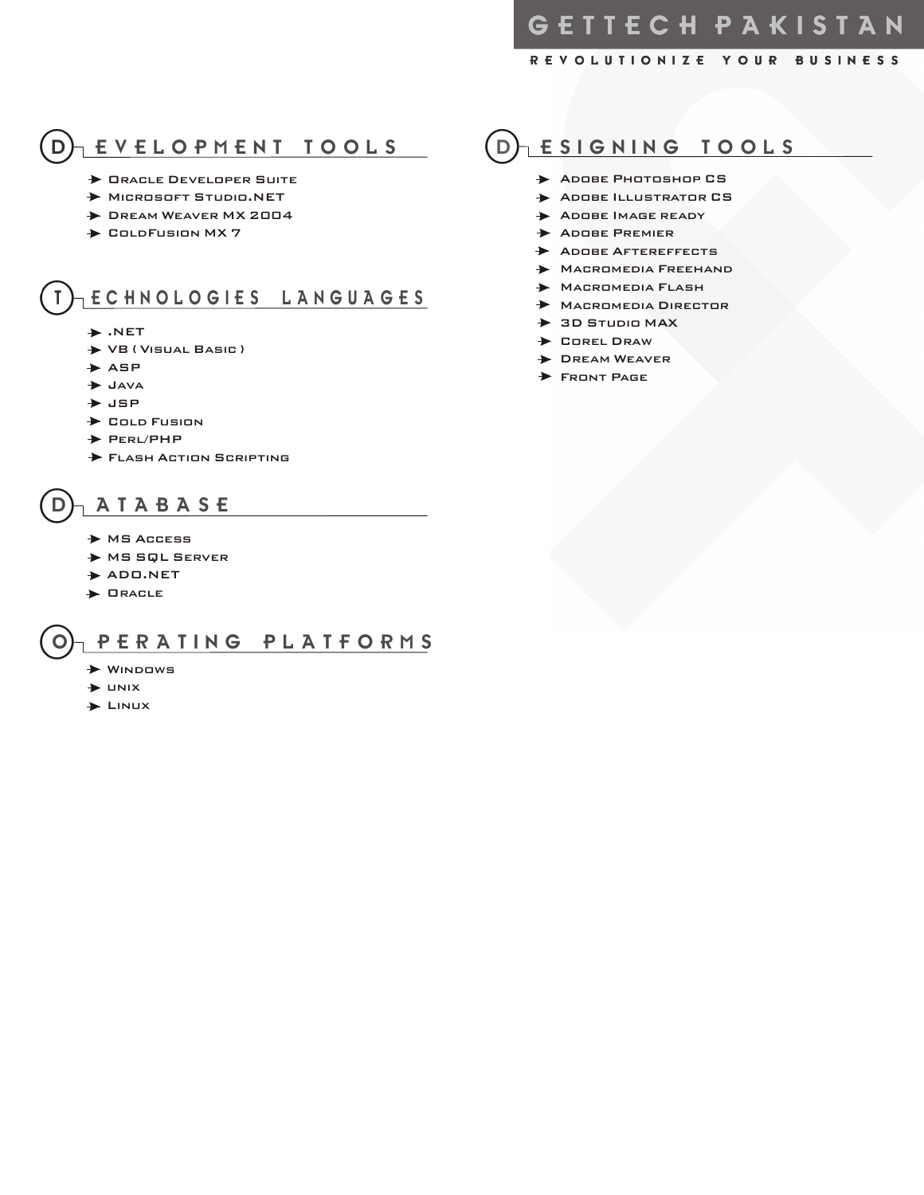# GETTECH PAKISTAN

REVOLUTIONIZE YOUR BUSINESS

## Development Tools

- Oracle Developer Suite
- Microsoft Studio.NET
- Dream Weaver MX 2004
- ColdFusion MX 7

## Technologies Languages

- .NET
- VB ( Visual Basic )
- ASP
- Java
- JSP
- Cold Fusion
- Perl/PHP
- Flash Action Scripting

## Database

- MS Access
- MS SQL Server
- ADO.NET
- Oracle

## Operating Platforms

- Windows
- unix
- Linux

## Designing Tools

- Adobe Photoshop CS
- Adobe Illustrator CS
- Adobe Image ready
- Adobe Premier
- Adobe Aftereffects
- Macromedia Freehand
- Macromedia Flash
- Macromedia Director
- 3D Studio MAX
- Corel Draw
- Dream Weaver
- Front Page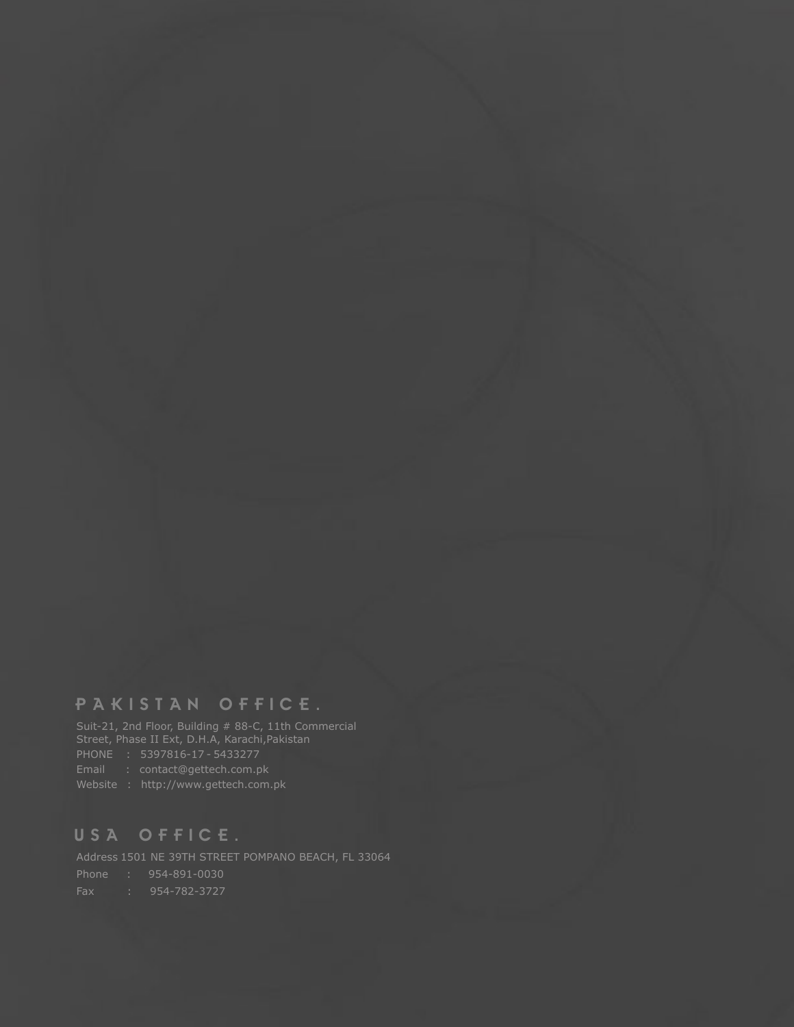## PAKISTAN OFFICE.

Suit-21, 2nd Floor, Building # 88-C, 11th Commercial Street, Phase II Ext, D.H.A, Karachi,Pakistan

PHONE : 5397816-17 - 5433277

Email : contact@gettech.com.pk

Website : http://www.gettech.com.pk

## USA OFFICE.

Address 1501 NE 39TH STREET POMPANO BEACH, FL 33064

Phone : 954-891-0030

Fax : 954-782-3727